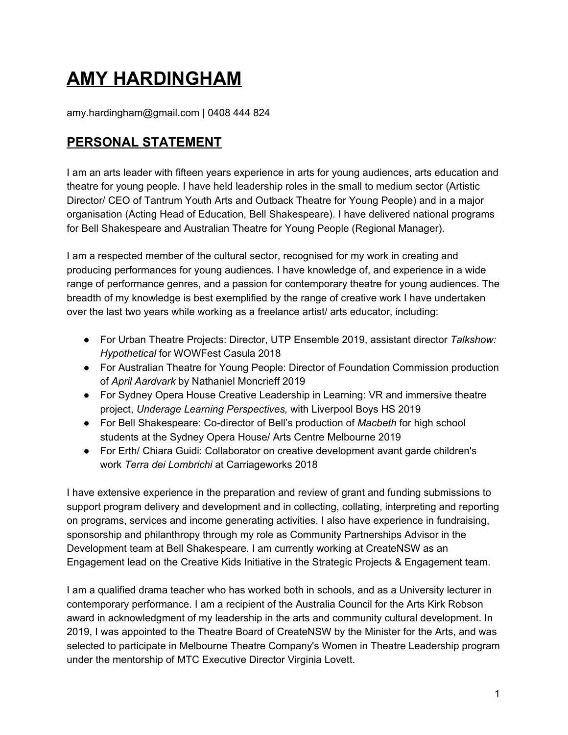# AMY HARDINGHAM

amy.hardingham@gmail.com | 0408 444 824

## PERSONAL STATEMENT

I am an arts leader with fifteen years experience in arts for young audiences, arts education and theatre for young people. I have held leadership roles in the small to medium sector (Artistic Director/ CEO of Tantrum Youth Arts and Outback Theatre for Young People) and in a major organisation (Acting Head of Education, Bell Shakespeare). I have delivered national programs for Bell Shakespeare and Australian Theatre for Young People (Regional Manager).

I am a respected member of the cultural sector, recognised for my work in creating and producing performances for young audiences. I have knowledge of, and experience in a wide range of performance genres, and a passion for contemporary theatre for young audiences. The breadth of my knowledge is best exemplified by the range of creative work I have undertaken over the last two years while working as a freelance artist/ arts educator, including:

- For Urban Theatre Projects: Director, UTP Ensemble 2019, assistant director *Talkshow: Hypothetical* for WOWFest Casula 2018
- For Australian Theatre for Young People: Director of Foundation Commission production of *April Aardvark* by Nathaniel Moncrieff 2019
- For Sydney Opera House Creative Leadership in Learning: VR and immersive theatre project, *Underage Learning Perspectives,* with Liverpool Boys HS 2019
- For Bell Shakespeare: Co-director of Bell's production of *Macbeth* for high school students at the Sydney Opera House/ Arts Centre Melbourne 2019
- For Erth/ Chiara Guidi: Collaborator on creative development avant garde children's work *Terra dei Lombrichi* at Carriageworks 2018

I have extensive experience in the preparation and review of grant and funding submissions to support program delivery and development and in collecting, collating, interpreting and reporting on programs, services and income generating activities. I also have experience in fundraising, sponsorship and philanthropy through my role as Community Partnerships Advisor in the Development team at Bell Shakespeare. I am currently working at CreateNSW as an Engagement lead on the Creative Kids Initiative in the Strategic Projects & Engagement team.

I am a qualified drama teacher who has worked both in schools, and as a University lecturer in contemporary performance. I am a recipient of the Australia Council for the Arts Kirk Robson award in acknowledgment of my leadership in the arts and community cultural development. In 2019, I was appointed to the Theatre Board of CreateNSW by the Minister for the Arts, and was selected to participate in Melbourne Theatre Company's Women in Theatre Leadership program under the mentorship of MTC Executive Director Virginia Lovett.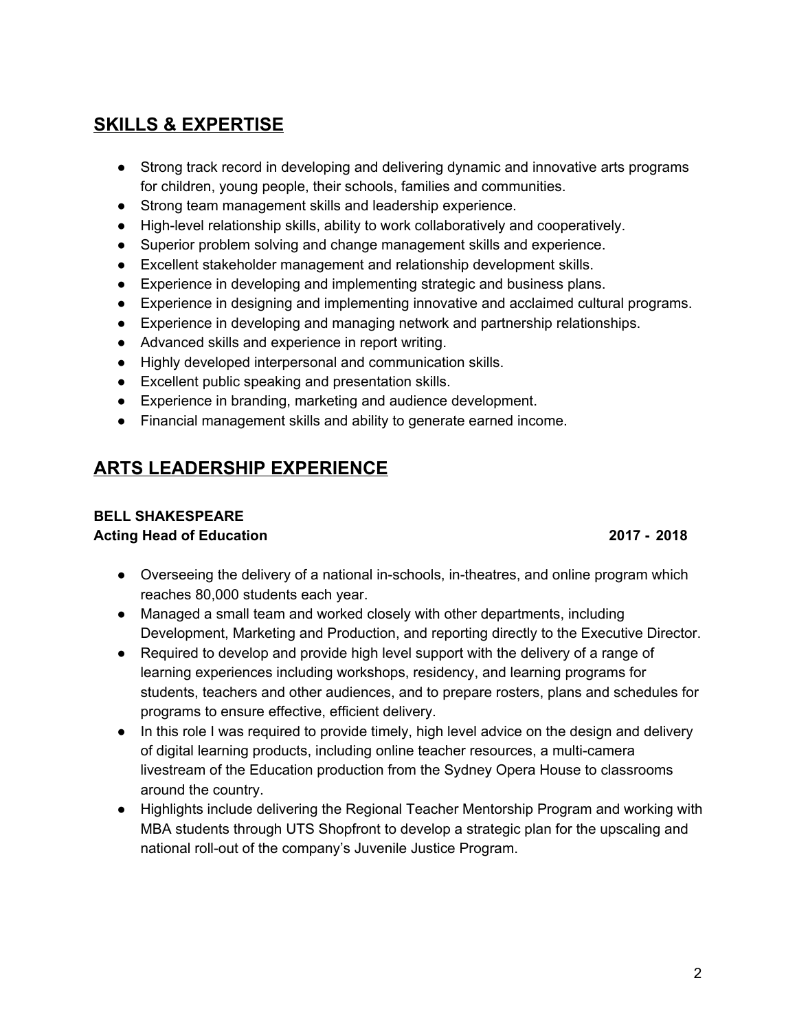## SKILLS & EXPERTISE

- Strong track record in developing and delivering dynamic and innovative arts programs for children, young people, their schools, families and communities.
- Strong team management skills and leadership experience.
- High-level relationship skills, ability to work collaboratively and cooperatively.
- Superior problem solving and change management skills and experience.
- Excellent stakeholder management and relationship development skills.
- Experience in developing and implementing strategic and business plans.
- Experience in designing and implementing innovative and acclaimed cultural programs.
- Experience in developing and managing network and partnership relationships.
- Advanced skills and experience in report writing.
- Highly developed interpersonal and communication skills.
- Excellent public speaking and presentation skills.
- Experience in branding, marketing and audience development.
- Financial management skills and ability to generate earned income.

## ARTS LEADERSHIP EXPERIENCE

**BELL SHAKESPEARE**
**Acting Head of Education** **2017 - 2018**

- Overseeing the delivery of a national in-schools, in-theatres, and online program which reaches 80,000 students each year.
- Managed a small team and worked closely with other departments, including Development, Marketing and Production, and reporting directly to the Executive Director.
- Required to develop and provide high level support with the delivery of a range of learning experiences including workshops, residency, and learning programs for students, teachers and other audiences, and to prepare rosters, plans and schedules for programs to ensure effective, efficient delivery.
- In this role I was required to provide timely, high level advice on the design and delivery of digital learning products, including online teacher resources, a multi-camera livestream of the Education production from the Sydney Opera House to classrooms around the country.
- Highlights include delivering the Regional Teacher Mentorship Program and working with MBA students through UTS Shopfront to develop a strategic plan for the upscaling and national roll-out of the company's Juvenile Justice Program.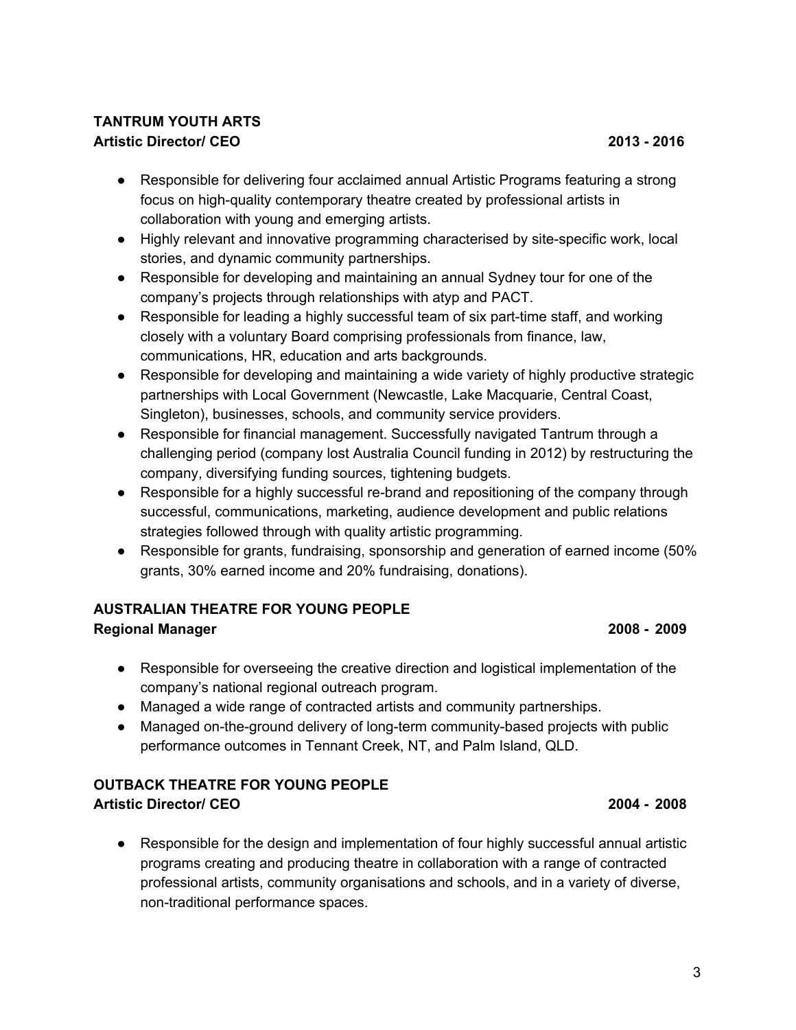**TANTRUM YOUTH ARTS**
**Artistic Director/ CEO** **2013 - 2016**

- Responsible for delivering four acclaimed annual Artistic Programs featuring a strong focus on high-quality contemporary theatre created by professional artists in collaboration with young and emerging artists.
- Highly relevant and innovative programming characterised by site-specific work, local stories, and dynamic community partnerships.
- Responsible for developing and maintaining an annual Sydney tour for one of the company's projects through relationships with atyp and PACT.
- Responsible for leading a highly successful team of six part-time staff, and working closely with a voluntary Board comprising professionals from finance, law, communications, HR, education and arts backgrounds.
- Responsible for developing and maintaining a wide variety of highly productive strategic partnerships with Local Government (Newcastle, Lake Macquarie, Central Coast, Singleton), businesses, schools, and community service providers.
- Responsible for financial management. Successfully navigated Tantrum through a challenging period (company lost Australia Council funding in 2012) by restructuring the company, diversifying funding sources, tightening budgets.
- Responsible for a highly successful re-brand and repositioning of the company through successful, communications, marketing, audience development and public relations strategies followed through with quality artistic programming.
- Responsible for grants, fundraising, sponsorship and generation of earned income (50% grants, 30% earned income and 20% fundraising, donations).

**AUSTRALIAN THEATRE FOR YOUNG PEOPLE**
**Regional Manager** **2008 - 2009**

- Responsible for overseeing the creative direction and logistical implementation of the company's national regional outreach program.
- Managed a wide range of contracted artists and community partnerships.
- Managed on-the-ground delivery of long-term community-based projects with public performance outcomes in Tennant Creek, NT, and Palm Island, QLD.

**OUTBACK THEATRE FOR YOUNG PEOPLE**
**Artistic Director/ CEO** **2004 - 2008**

- Responsible for the design and implementation of four highly successful annual artistic programs creating and producing theatre in collaboration with a range of contracted professional artists, community organisations and schools, and in a variety of diverse, non-traditional performance spaces.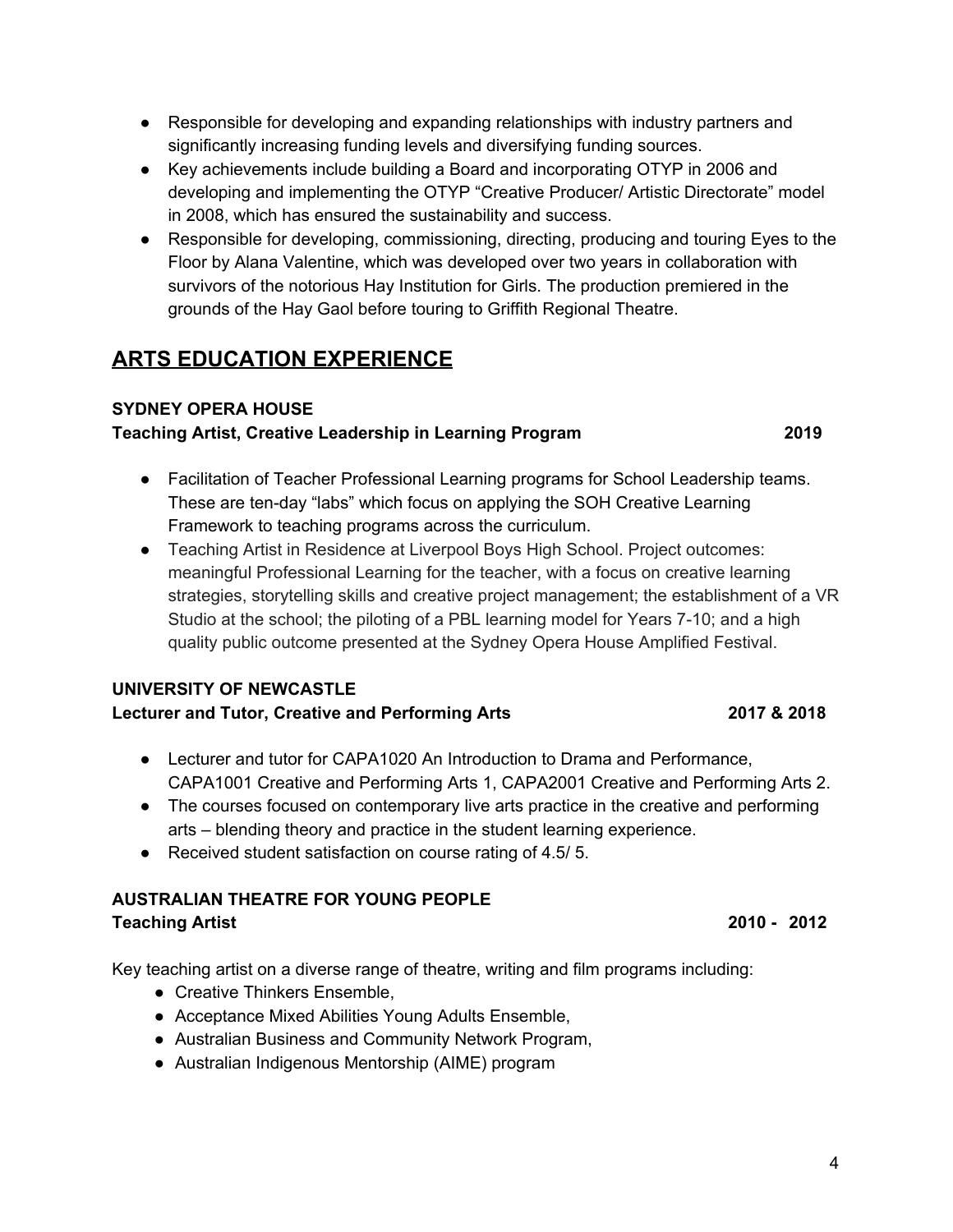- Responsible for developing and expanding relationships with industry partners and significantly increasing funding levels and diversifying funding sources.
- Key achievements include building a Board and incorporating OTYP in 2006 and developing and implementing the OTYP "Creative Producer/ Artistic Directorate" model in 2008, which has ensured the sustainability and success.
- Responsible for developing, commissioning, directing, producing and touring Eyes to the Floor by Alana Valentine, which was developed over two years in collaboration with survivors of the notorious Hay Institution for Girls. The production premiered in the grounds of the Hay Gaol before touring to Griffith Regional Theatre.

## ARTS EDUCATION EXPERIENCE

**SYDNEY OPERA HOUSE**
**Teaching Artist, Creative Leadership in Learning Program** **2019**

- Facilitation of Teacher Professional Learning programs for School Leadership teams. These are ten-day "labs" which focus on applying the SOH Creative Learning Framework to teaching programs across the curriculum.
- Teaching Artist in Residence at Liverpool Boys High School. Project outcomes: meaningful Professional Learning for the teacher, with a focus on creative learning strategies, storytelling skills and creative project management; the establishment of a VR Studio at the school; the piloting of a PBL learning model for Years 7-10; and a high quality public outcome presented at the Sydney Opera House Amplified Festival.

**UNIVERSITY OF NEWCASTLE**
**Lecturer and Tutor, Creative and Performing Arts** **2017 & 2018**

- Lecturer and tutor for CAPA1020 An Introduction to Drama and Performance, CAPA1001 Creative and Performing Arts 1, CAPA2001 Creative and Performing Arts 2.
- The courses focused on contemporary live arts practice in the creative and performing arts – blending theory and practice in the student learning experience.
- Received student satisfaction on course rating of 4.5/ 5.

**AUSTRALIAN THEATRE FOR YOUNG PEOPLE**
**Teaching Artist** **2010 - 2012**

Key teaching artist on a diverse range of theatre, writing and film programs including:

- Creative Thinkers Ensemble,
- Acceptance Mixed Abilities Young Adults Ensemble,
- Australian Business and Community Network Program,
- Australian Indigenous Mentorship (AIME) program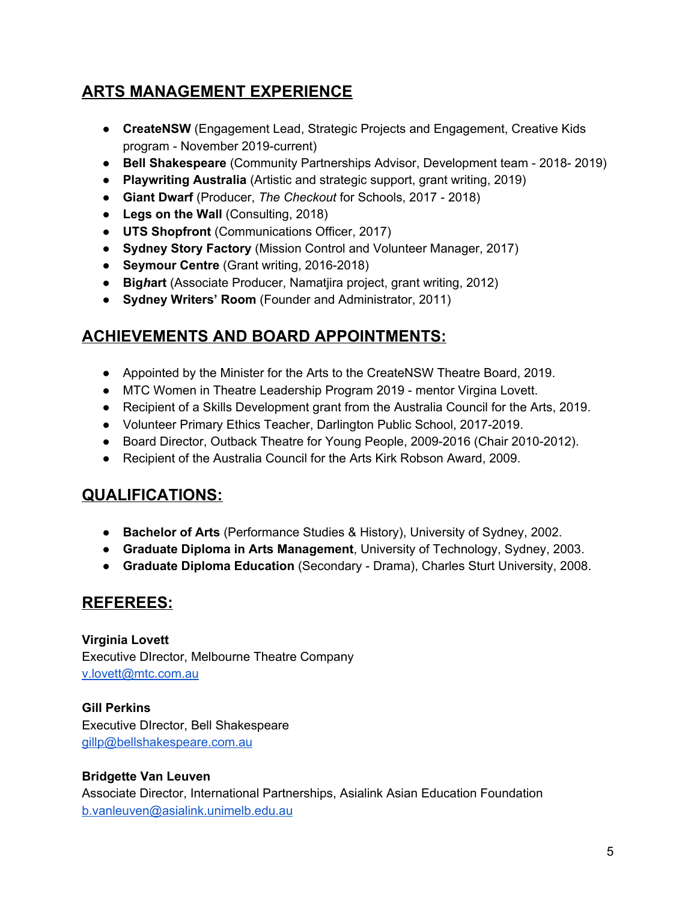## ARTS MANAGEMENT EXPERIENCE

- **CreateNSW** (Engagement Lead, Strategic Projects and Engagement, Creative Kids program - November 2019-current)
- **Bell Shakespeare** (Community Partnerships Advisor, Development team - 2018- 2019)
- **Playwriting Australia** (Artistic and strategic support, grant writing, 2019)
- **Giant Dwarf** (Producer, *The Checkout* for Schools, 2017 - 2018)
- **Legs on the Wall** (Consulting, 2018)
- **UTS Shopfront** (Communications Officer, 2017)
- **Sydney Story Factory** (Mission Control and Volunteer Manager, 2017)
- **Seymour Centre** (Grant writing, 2016-2018)
- **Big*hart*** (Associate Producer, Namatjira project, grant writing, 2012)
- **Sydney Writers' Room** (Founder and Administrator, 2011)

## ACHIEVEMENTS AND BOARD APPOINTMENTS:

- Appointed by the Minister for the Arts to the CreateNSW Theatre Board, 2019.
- MTC Women in Theatre Leadership Program 2019 - mentor Virgina Lovett.
- Recipient of a Skills Development grant from the Australia Council for the Arts, 2019.
- Volunteer Primary Ethics Teacher, Darlington Public School, 2017-2019.
- Board Director, Outback Theatre for Young People, 2009-2016 (Chair 2010-2012).
- Recipient of the Australia Council for the Arts Kirk Robson Award, 2009.

## QUALIFICATIONS:

- **Bachelor of Arts** (Performance Studies & History), University of Sydney, 2002.
- **Graduate Diploma in Arts Management**, University of Technology, Sydney, 2003.
- **Graduate Diploma Education** (Secondary - Drama), Charles Sturt University, 2008.

## REFEREES:

**Virginia Lovett**
Executive DIrector, Melbourne Theatre Company
v.lovett@mtc.com.au

**Gill Perkins**
Executive DIrector, Bell Shakespeare
gillp@bellshakespeare.com.au

**Bridgette Van Leuven**
Associate Director, International Partnerships, Asialink Asian Education Foundation
b.vanleuven@asialink.unimelb.edu.au